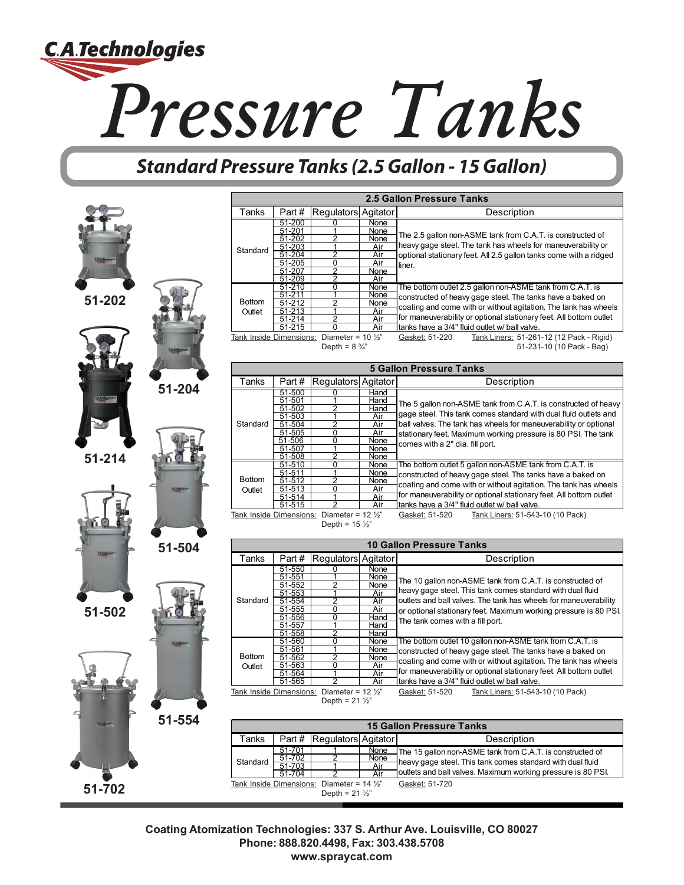# C.A.Technologies

# Pressure Tanks

## Standard Pressure Tanks (2.5 Gallon - 15 Gallon)

51-202

51-204

51-214

51-504

51-502

51-554

51-702

### 2.5 Gallon Pressure Tanks

| Tanks | Part # | Regulators | Agitator | Description |
|---|---|---|---|---|
| Standard | 51-200 | 0 | None | The 2.5 gallon non-ASME tank from C.A.T. is constructed of heavy gage steel. The tank has wheels for maneuverability or optional stationary feet. All 2.5 gallon tanks come with a ridged liner. |
| | 51-201 | 1 | None | |
| | 51-202 | 2 | None | |
| | 51-203 | 1 | Air | |
| | 51-204 | 2 | Air | |
| | 51-205 | 0 | Air | |
| | 51-207 | 2 | None | |
| | 51-209 | 2 | Air | |
| Bottom Outlet | 51-210 | 0 | None | The bottom outlet 2.5 gallon non-ASME tank from C.A.T. is constructed of heavy gage steel. The tanks have a baked on coating and come with or without agitation. The tank has wheels for maneuverability or optional stationary feet. All bottom outlet tanks have a 3/4" fluid outlet w/ ball valve. |
| | 51-211 | 1 | None | |
| | 51-212 | 2 | None | |
| | 51-213 | 1 | Air | |
| | 51-214 | 2 | Air | |
| | 51-215 | 0 | Air | |

Tank Inside Dimensions: Diameter = 10 ½" Depth = 8 ¾" Gasket: 51-220 Tank Liners: 51-261-12 (12 Pack - Rigid) 51-231-10 (10 Pack - Bag)

### 5 Gallon Pressure Tanks

| Tanks | Part # | Regulators | Agitator | Description |
|---|---|---|---|---|
| Standard | 51-500 | 0 | Hand | The 5 gallon non-ASME tank from C.A.T. is constructed of heavy gage steel. This tank comes standard with dual fluid outlets and ball valves. The tank has wheels for maneuverability or optional stationary feet. Maximum working pressure is 80 PSI. The tank comes with a 2" dia. fill port. |
| | 51-501 | 1 | Hand | |
| | 51-502 | 2 | Hand | |
| | 51-503 | 1 | Air | |
| | 51-504 | 2 | Air | |
| | 51-505 | 0 | Air | |
| | 51-506 | 0 | None | |
| | 51-507 | 1 | None | |
| | 51-508 | 2 | None | |
| Bottom Outlet | 51-510 | 0 | None | The bottom outlet 5 gallon non-ASME tank from C.A.T. is constructed of heavy gage steel. The tanks have a baked on coating and come with or without agitation. The tank has wheels for maneuverability or optional stationary feet. All bottom outlet tanks have a 3/4" fluid outlet w/ ball valve. |
| | 51-511 | 1 | None | |
| | 51-512 | 2 | None | |
| | 51-513 | 0 | Air | |
| | 51-514 | 1 | Air | |
| | 51-515 | 2 | Air | |

Tank Inside Dimensions: Diameter = 12 ½" Depth = 15 ½" Gasket: 51-520 Tank Liners: 51-543-10 (10 Pack)

### 10 Gallon Pressure Tanks

| Tanks | Part # | Regulators | Agitator | Description |
|---|---|---|---|---|
| Standard | 51-550 | 0 | None | The 10 gallon non-ASME tank from C.A.T. is constructed of heavy gage steel. This tank comes standard with dual fluid outlets and ball valves. The tank has wheels for maneuverability or optional stationary feet. Maximum working pressure is 80 PSI. The tank comes with a fill port. |
| | 51-551 | 1 | None | |
| | 51-552 | 2 | None | |
| | 51-553 | 1 | Air | |
| | 51-554 | 2 | Air | |
| | 51-555 | 0 | Air | |
| | 51-556 | 0 | Hand | |
| | 51-557 | 1 | Hand | |
| | 51-558 | 2 | Hand | |
| Bottom Outlet | 51-560 | 0 | None | The bottom outlet 10 gallon non-ASME tank from C.A.T. is constructed of heavy gage steel. The tanks have a baked on coating and come with or without agitation. The tank has wheels for maneuverability or optional stationary feet. All bottom outlet tanks have a 3/4" fluid outlet w/ ball valve. |
| | 51-561 | 1 | None | |
| | 51-562 | 2 | None | |
| | 51-563 | 0 | Air | |
| | 51-564 | 1 | Air | |
| | 51-565 | 2 | Air | |

Tank Inside Dimensions: Diameter = 12 ½" Depth = 21 ½" Gasket: 51-520 Tank Liners: 51-543-10 (10 Pack)

### 15 Gallon Pressure Tanks

| Tanks | Part # | Regulators | Agitator | Description |
|---|---|---|---|---|
| Standard | 51-701 | 1 | None | The 15 gallon non-ASME tank from C.A.T. is constructed of heavy gage steel. This tank comes standard with dual fluid outlets and ball valves. Maximum working pressure is 80 PSI. |
| | 51-702 | 2 | None | |
| | 51-703 | 1 | Air | |
| | 51-704 | 2 | Air | |

Tank Inside Dimensions: Diameter = 14 ½" Depth = 21 ½" Gasket: 51-720

**Coating Atomization Technologies: 337 S. Arthur Ave. Louisville, CO 80027**
**Phone: 888.820.4498, Fax: 303.438.5708**
**www.spraycat.com**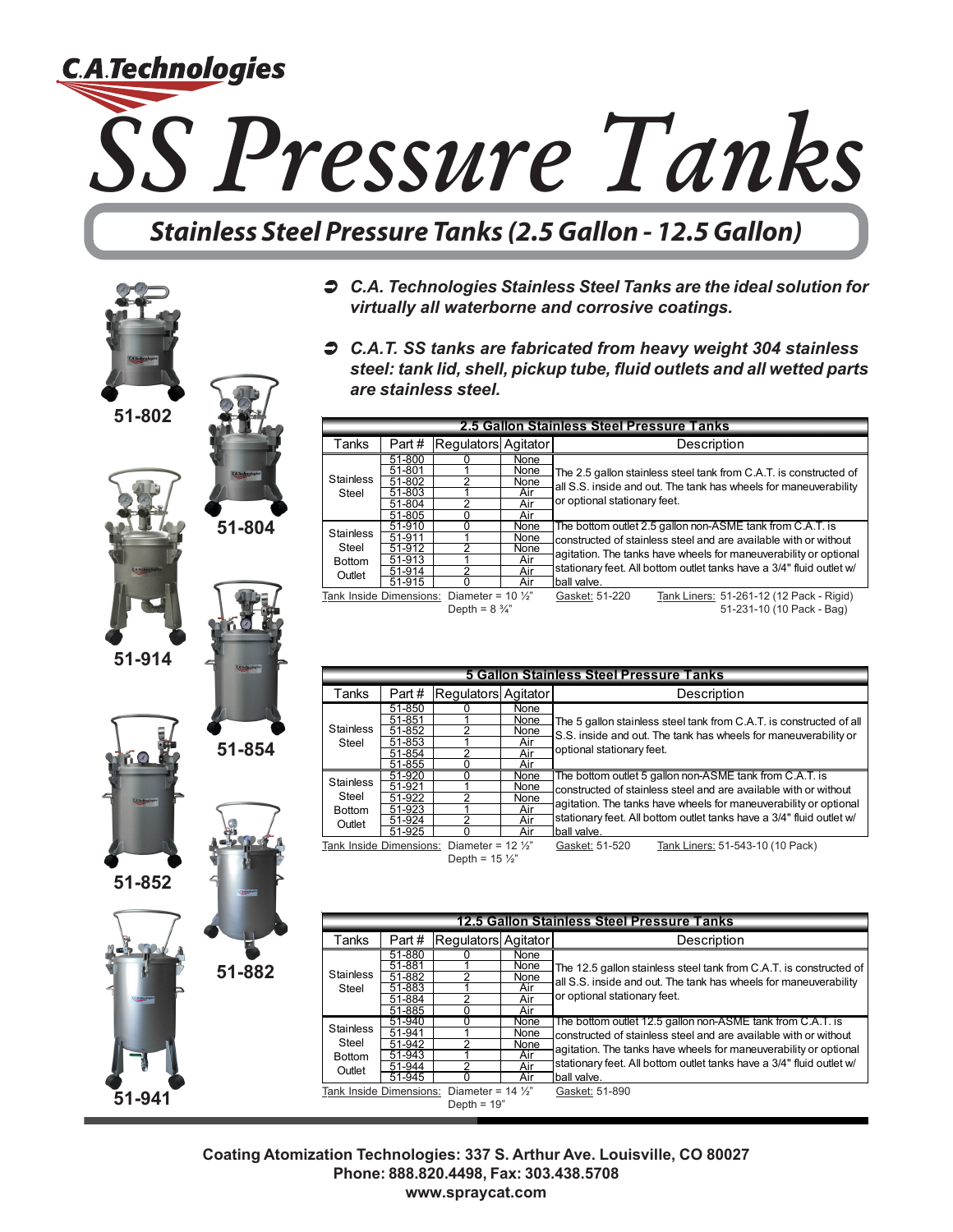C.A.Technologies

# SS Pressure Tanks

## Stainless Steel Pressure Tanks (2.5 Gallon - 12.5 Gallon)

51-802

51-804

51-914

51-854

51-852

51-882

51-941

- ***C.A. Technologies Stainless Steel Tanks are the ideal solution for virtually all waterborne and corrosive coatings.***
- ***C.A.T. SS tanks are fabricated from heavy weight 304 stainless steel: tank lid, shell, pickup tube, fluid outlets and all wetted parts are stainless steel.***

**2.5 Gallon Stainless Steel Pressure Tanks**

| Tanks | Part # | Regulators | Agitator | Description |
|---|---|---|---|---|
| Stainless Steel | 51-800 | 0 | None | The 2.5 gallon stainless steel tank from C.A.T. is constructed of all S.S. inside and out. The tank has wheels for maneuverability or optional stationary feet. |
| | 51-801 | 1 | None | |
| | 51-802 | 2 | None | |
| | 51-803 | 1 | Air | |
| | 51-804 | 2 | Air | |
| | 51-805 | 0 | Air | |
| Stainless Steel Bottom Outlet | 51-910 | 0 | None | The bottom outlet 2.5 gallon non-ASME tank from C.A.T. is constructed of stainless steel and are available with or without agitation. The tanks have wheels for maneuverability or optional stationary feet. All bottom outlet tanks have a 3/4" fluid outlet w/ ball valve. |
| | 51-911 | 1 | None | |
| | 51-912 | 2 | None | |
| | 51-913 | 1 | Air | |
| | 51-914 | 2 | Air | |
| | 51-915 | 0 | Air | |

Tank Inside Dimensions: Diameter = 10 ½" Depth = 8 ¾" | Gasket: 51-220 | Tank Liners: 51-261-12 (12 Pack - Rigid) 51-231-10 (10 Pack - Bag)

**5 Gallon Stainless Steel Pressure Tanks**

| Tanks | Part # | Regulators | Agitator | Description |
|---|---|---|---|---|
| Stainless Steel | 51-850 | 0 | None | The 5 gallon stainless steel tank from C.A.T. is constructed of all S.S. inside and out. The tank has wheels for maneuverability or optional stationary feet. |
| | 51-851 | 1 | None | |
| | 51-852 | 2 | None | |
| | 51-853 | 1 | Air | |
| | 51-854 | 2 | Air | |
| | 51-855 | 0 | Air | |
| Stainless Steel Bottom Outlet | 51-920 | 0 | None | The bottom outlet 5 gallon non-ASME tank from C.A.T. is constructed of stainless steel and are available with or without agitation. The tanks have wheels for maneuverability or optional stationary feet. All bottom outlet tanks have a 3/4" fluid outlet w/ ball valve. |
| | 51-921 | 1 | None | |
| | 51-922 | 2 | None | |
| | 51-923 | 1 | Air | |
| | 51-924 | 2 | Air | |
| | 51-925 | 0 | Air | |

Tank Inside Dimensions: Diameter = 12 ½" Depth = 15 ½" | Gasket: 51-520 | Tank Liners: 51-543-10 (10 Pack)

**12.5 Gallon Stainless Steel Pressure Tanks**

| Tanks | Part # | Regulators | Agitator | Description |
|---|---|---|---|---|
| Stainless Steel | 51-880 | 0 | None | The 12.5 gallon stainless steel tank from C.A.T. is constructed of all S.S. inside and out. The tank has wheels for maneuverability or optional stationary feet. |
| | 51-881 | 1 | None | |
| | 51-882 | 2 | None | |
| | 51-883 | 1 | Air | |
| | 51-884 | 2 | Air | |
| | 51-885 | 0 | Air | |
| Stainless Steel Bottom Outlet | 51-940 | 0 | None | The bottom outlet 12.5 gallon non-ASME tank from C.A.T. is constructed of stainless steel and are available with or without agitation. The tanks have wheels for maneuverability or optional stationary feet. All bottom outlet tanks have a 3/4" fluid outlet w/ ball valve. |
| | 51-941 | 1 | None | |
| | 51-942 | 2 | None | |
| | 51-943 | 1 | Air | |
| | 51-944 | 2 | Air | |
| | 51-945 | 0 | Air | |

Tank Inside Dimensions: Diameter = 14 ½" Depth = 19" | Gasket: 51-890

**Coating Atomization Technologies: 337 S. Arthur Ave. Louisville, CO 80027**
**Phone: 888.820.4498, Fax: 303.438.5708**
**www.spraycat.com**